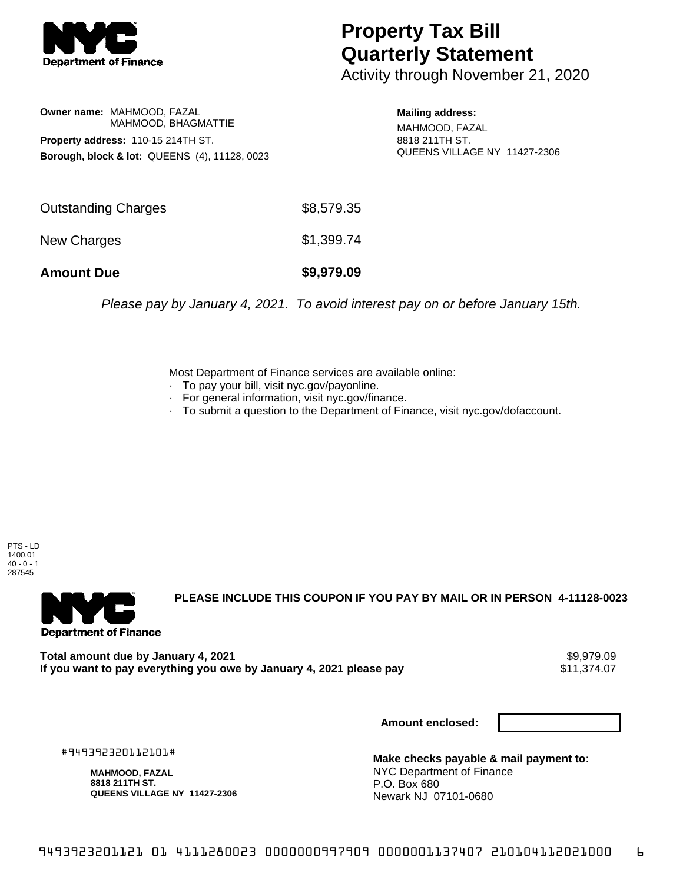# Property Tax Bill Quarterly Statement

Activity through November 21, 2020

**Owner name:** MAHMOOD, FAZAL
MAHMOOD, BHAGMATTIE

**Property address:** 110-15 214TH ST.

**Borough, block & lot:** QUEENS (4), 11128, 0023

**Mailing address:**
MAHMOOD, FAZAL
8818 211TH ST.
QUEENS VILLAGE NY 11427-2306

| | |
|---|---|
| Outstanding Charges | $8,579.35 |
| New Charges | $1,399.74 |
| **Amount Due** | **$9,979.09** |

*Please pay by January 4, 2021. To avoid interest pay on or before January 15th.*

Most Department of Finance services are available online:

- To pay your bill, visit nyc.gov/payonline.
- For general information, visit nyc.gov/finance.
- To submit a question to the Department of Finance, visit nyc.gov/dofaccount.

PTS - LD
1400.01
40 - 0 - 1
287545

**PLEASE INCLUDE THIS COUPON IF YOU PAY BY MAIL OR IN PERSON 4-11128-0023**

| | |
|---|---|
| **Total amount due by January 4, 2021** | $9,979.09 |
| **If you want to pay everything you owe by January 4, 2021 please pay** | $11,374.07 |

**Amount enclosed:**

#949392320112101#

**MAHMOOD, FAZAL**
**8818 211TH ST.**
**QUEENS VILLAGE NY 11427-2306**

**Make checks payable & mail payment to:**
NYC Department of Finance
P.O. Box 680
Newark NJ 07101-0680

9493923201121 01 4111280023 0000000997909 0000001137407 210104112021000 6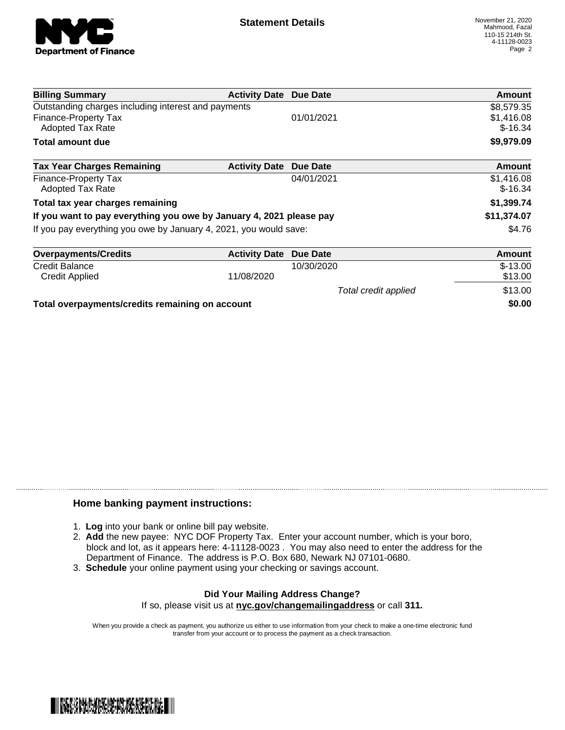**Statement Details**

November 21, 2020
Mahmood, Fazal
110-15 214th St.
4-11128-0023

| Billing Summary | Activity Date | Due Date | Amount |
|---|---|---|---|
| Outstanding charges including interest and payments | | | $8,579.35 |
| Finance-Property Tax | | 01/01/2021 | $1,416.08 |
| Adopted Tax Rate | | | $-16.34 |
| **Total amount due** | | | **$9,979.09** |

| Tax Year Charges Remaining | Activity Date | Due Date | Amount |
|---|---|---|---|
| Finance-Property Tax | | 04/01/2021 | $1,416.08 |
| Adopted Tax Rate | | | $-16.34 |
| **Total tax year charges remaining** | | | **$1,399.74** |
| **If you want to pay everything you owe by January 4, 2021 please pay** | | | **$11,374.07** |
| If you pay everything you owe by January 4, 2021, you would save: | | | $4.76 |

| Overpayments/Credits | Activity Date | Due Date | Amount |
|---|---|---|---|
| Credit Balance | | 10/30/2020 | $-13.00 |
| Credit Applied | 11/08/2020 | | $13.00 |
| | | *Total credit applied* | $13.00 |
| **Total overpayments/credits remaining on account** | | | **$0.00** |

## Home banking payment instructions:

1. **Log** into your bank or online bill pay website.
2. **Add** the new payee: NYC DOF Property Tax. Enter your account number, which is your boro, block and lot, as it appears here: 4-11128-0023 . You may also need to enter the address for the Department of Finance. The address is P.O. Box 680, Newark NJ 07101-0680.
3. **Schedule** your online payment using your checking or savings account.

**Did Your Mailing Address Change?**

If so, please visit us at **nyc.gov/changemailingaddress** or call **311.**

When you provide a check as payment, you authorize us either to use information from your check to make a one-time electronic fund transfer from your account or to process the payment as a check transaction.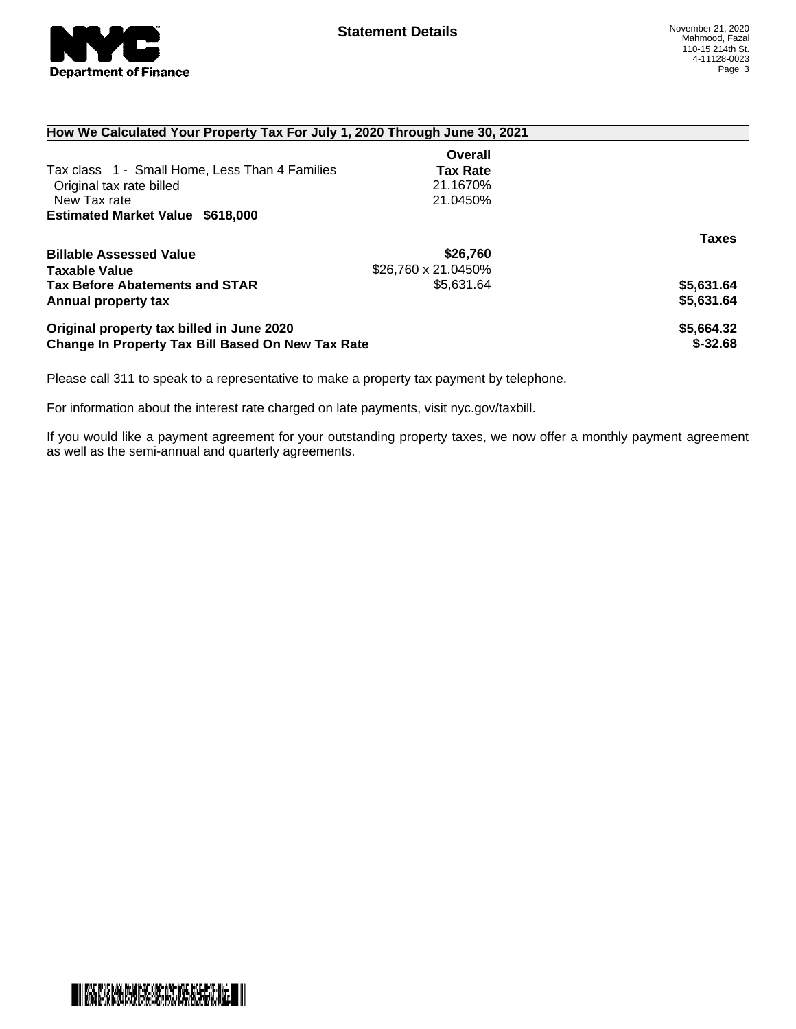## Statement Details

November 21, 2020
Mahmood, Fazal
110-15 214th St.
4-11128-0023

### How We Calculated Your Property Tax For July 1, 2020 Through June 30, 2021

| | Overall Tax Rate | Taxes |
|---|---|---|
| Tax class 1 - Small Home, Less Than 4 Families | | |
| Original tax rate billed | 21.1670% | |
| New Tax rate | 21.0450% | |
| **Estimated Market Value $618,000** | | |
| **Billable Assessed Value** | **$26,760** | |
| **Taxable Value** | $26,760 x 21.0450% | |
| **Tax Before Abatements and STAR** | $5,631.64 | **$5,631.64** |
| **Annual property tax** | | **$5,631.64** |
| **Original property tax billed in June 2020** | | **$5,664.32** |
| **Change In Property Tax Bill Based On New Tax Rate** | | **$-32.68** |

Please call 311 to speak to a representative to make a property tax payment by telephone.

For information about the interest rate charged on late payments, visit nyc.gov/taxbill.

If you would like a payment agreement for your outstanding property taxes, we now offer a monthly payment agreement as well as the semi-annual and quarterly agreements.